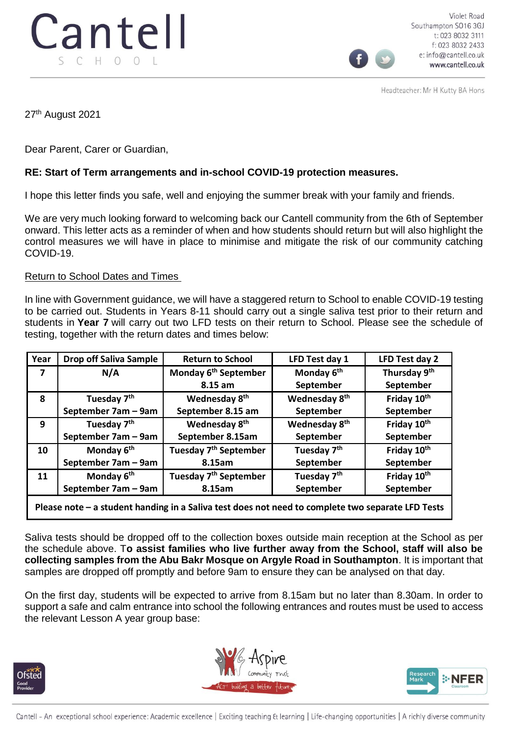Cantell
SCHOOL

Violet Road
Southampton SO16 3GJ
t: 023 8032 3111
f: 023 8032 2433
e: info@cantell.co.uk
www.cantell.co.uk

Headteacher: Mr H Kutty BA Hons

27th August 2021

Dear Parent, Carer or Guardian,

**RE: Start of Term arrangements and in-school COVID-19 protection measures.**

I hope this letter finds you safe, well and enjoying the summer break with your family and friends.

We are very much looking forward to welcoming back our Cantell community from the 6th of September onward. This letter acts as a reminder of when and how students should return but will also highlight the control measures we will have in place to minimise and mitigate the risk of our community catching COVID-19.

Return to School Dates and Times

In line with Government guidance, we will have a staggered return to School to enable COVID-19 testing to be carried out. Students in Years 8-11 should carry out a single saliva test prior to their return and students in **Year 7** will carry out two LFD tests on their return to School. Please see the schedule of testing, together with the return dates and times below:

| Year | Drop off Saliva Sample | Return to School | LFD Test day 1 | LFD Test day 2 |
|---|---|---|---|---|
| 7 | N/A | Monday 6th September 8.15 am | Monday 6th September | Thursday 9th September |
| 8 | Tuesday 7th September 7am – 9am | Wednesday 8th September 8.15 am | Wednesday 8th September | Friday 10th September |
| 9 | Tuesday 7th September 7am – 9am | Wednesday 8th September 8.15am | Wednesday 8th September | Friday 10th September |
| 10 | Monday 6th September 7am – 9am | Tuesday 7th September 8.15am | Tuesday 7th September | Friday 10th September |
| 11 | Monday 6th September 7am – 9am | Tuesday 7th September 8.15am | Tuesday 7th September | Friday 10th September |
| **Please note – a student handing in a Saliva test does not need to complete two separate LFD Tests** | | | | |

Saliva tests should be dropped off to the collection boxes outside main reception at the School as per the schedule above. T**o assist families who live further away from the School, staff will also be collecting samples from the Abu Bakr Mosque on Argyle Road in Southampton**. It is important that samples are dropped off promptly and before 9am to ensure they can be analysed on that day.

On the first day, students will be expected to arrive from 8.15am but no later than 8.30am. In order to support a safe and calm entrance into school the following entrances and routes must be used to access the relevant Lesson A year group base:

Cantell - An exceptional school experience: Academic excellence | Exciting teaching & learning | Life-changing opportunities | A richly diverse community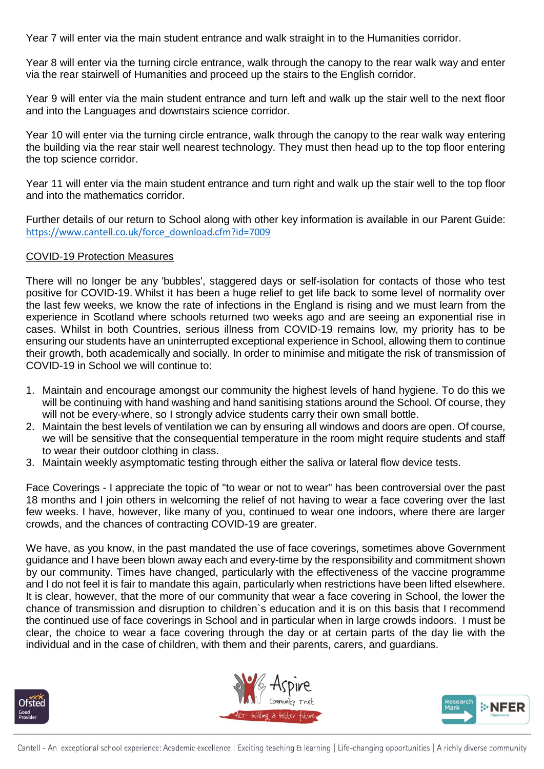Year 7 will enter via the main student entrance and walk straight in to the Humanities corridor.

Year 8 will enter via the turning circle entrance, walk through the canopy to the rear walk way and enter via the rear stairwell of Humanities and proceed up the stairs to the English corridor.

Year 9 will enter via the main student entrance and turn left and walk up the stair well to the next floor and into the Languages and downstairs science corridor.

Year 10 will enter via the turning circle entrance, walk through the canopy to the rear walk way entering the building via the rear stair well nearest technology. They must then head up to the top floor entering the top science corridor.

Year 11 will enter via the main student entrance and turn right and walk up the stair well to the top floor and into the mathematics corridor.

Further details of our return to School along with other key information is available in our Parent Guide: https://www.cantell.co.uk/force_download.cfm?id=7009

<u>COVID-19 Protection Measures</u>

There will no longer be any 'bubbles', staggered days or self-isolation for contacts of those who test positive for COVID-19. Whilst it has been a huge relief to get life back to some level of normality over the last few weeks, we know the rate of infections in the England is rising and we must learn from the experience in Scotland where schools returned two weeks ago and are seeing an exponential rise in cases. Whilst in both Countries, serious illness from COVID-19 remains low, my priority has to be ensuring our students have an uninterrupted exceptional experience in School, allowing them to continue their growth, both academically and socially. In order to minimise and mitigate the risk of transmission of COVID-19 in School we will continue to:

1. Maintain and encourage amongst our community the highest levels of hand hygiene. To do this we will be continuing with hand washing and hand sanitising stations around the School. Of course, they will not be every-where, so I strongly advice students carry their own small bottle.
2. Maintain the best levels of ventilation we can by ensuring all windows and doors are open. Of course, we will be sensitive that the consequential temperature in the room might require students and staff to wear their outdoor clothing in class.
3. Maintain weekly asymptomatic testing through either the saliva or lateral flow device tests.

Face Coverings - I appreciate the topic of "to wear or not to wear" has been controversial over the past 18 months and I join others in welcoming the relief of not having to wear a face covering over the last few weeks. I have, however, like many of you, continued to wear one indoors, where there are larger crowds, and the chances of contracting COVID-19 are greater.

We have, as you know, in the past mandated the use of face coverings, sometimes above Government guidance and I have been blown away each and every-time by the responsibility and commitment shown by our community. Times have changed, particularly with the effectiveness of the vaccine programme and I do not feel it is fair to mandate this again, particularly when restrictions have been lifted elsewhere. It is clear, however, that the more of our community that wear a face covering in School, the lower the chance of transmission and disruption to children`s education and it is on this basis that I recommend the continued use of face coverings in School and in particular when in large crowds indoors. I must be clear, the choice to wear a face covering through the day or at certain parts of the day lie with the individual and in the case of children, with them and their parents, carers, and guardians.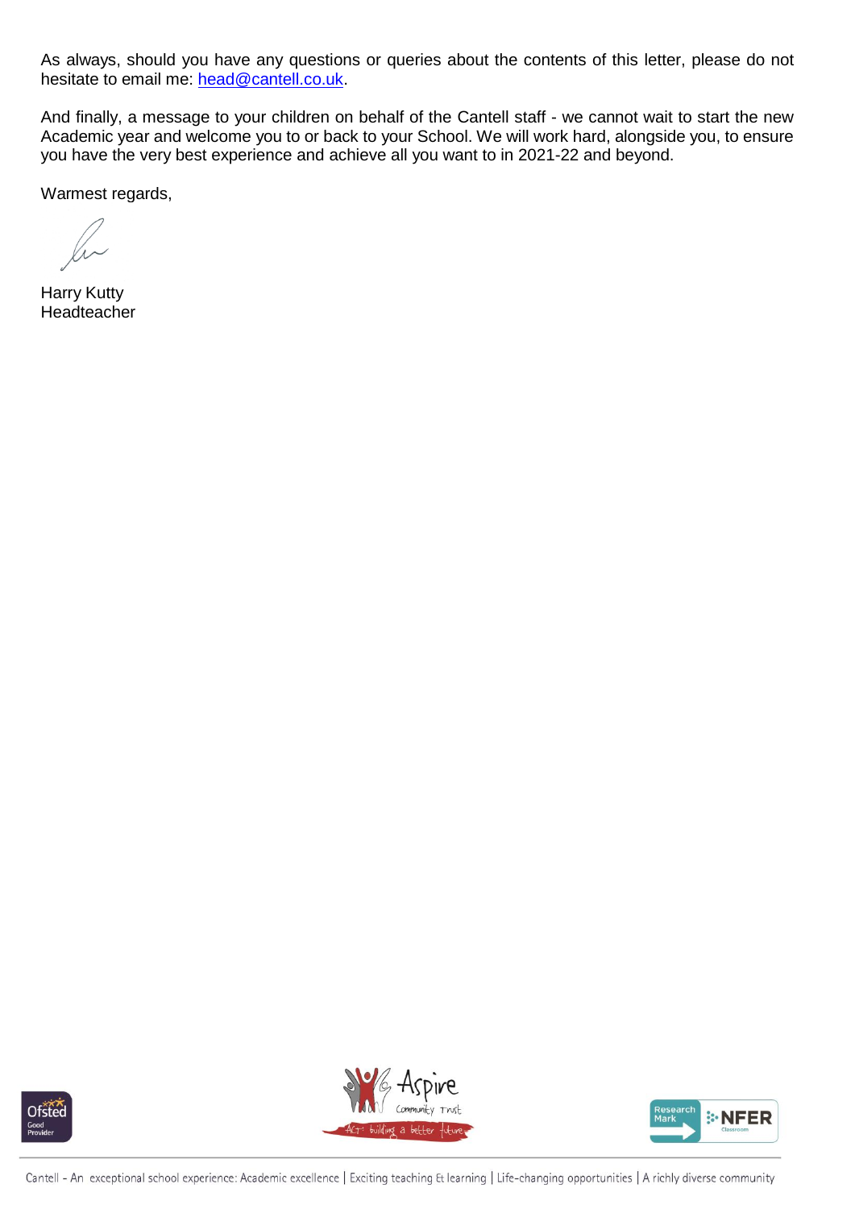As always, should you have any questions or queries about the contents of this letter, please do not hesitate to email me: head@cantell.co.uk.

And finally, a message to your children on behalf of the Cantell staff - we cannot wait to start the new Academic year and welcome you to or back to your School. We will work hard, alongside you, to ensure you have the very best experience and achieve all you want to in 2021-22 and beyond.

Warmest regards,

Harry Kutty
Headteacher